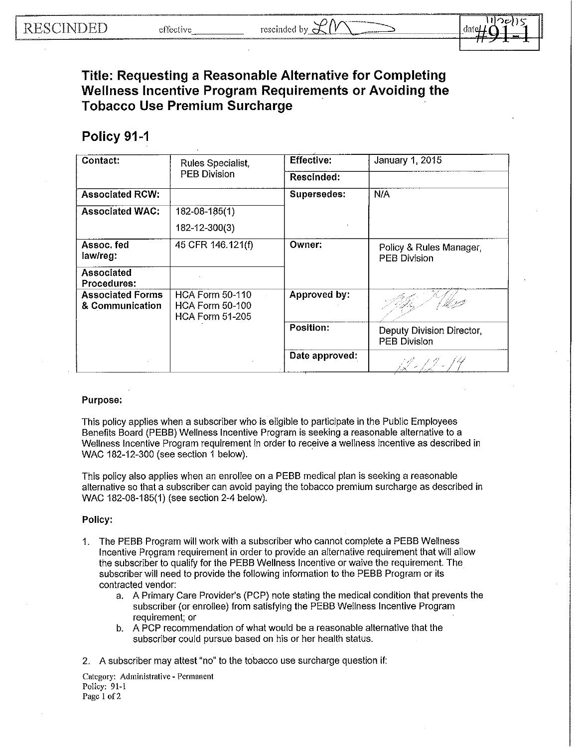RESCINDED effective\_\_\_\_\_\_\_\_ rescinded by LM date 11/20/15 #91-1

# Title: Requesting a Reasonable Alternative for Completing Wellness Incentive Program Requirements or Avoiding the Tobacco Use Premium Surcharge

## Policy 91-1

| Contact: | Rules Specialist, PEB Division | Effective: | January 1, 2015 |
|---|---|---|---|
| | | Rescinded: | |
| Associated RCW: | | Supersedes: | N/A |
| Associated WAC: | 182-08-185(1)<br>182-12-300(3) | | |
| Assoc. fed law/reg: | 45 CFR 146.121(f) | Owner: | Policy & Rules Manager, PEB Division |
| Associated Procedures: | | | |
| Associated Forms & Communication | HCA Form 50-110<br>HCA Form 50-100<br>HCA Form 51-205 | Approved by: | [signature] |
| | | Position: | Deputy Division Director, PEB Division |
| | | Date approved: | 12-12-14 |

**Purpose:**

This policy applies when a subscriber who is eligible to participate in the Public Employees Benefits Board (PEBB) Wellness Incentive Program is seeking a reasonable alternative to a Wellness Incentive Program requirement in order to receive a wellness incentive as described in WAC 182-12-300 (see section 1 below).

This policy also applies when an enrollee on a PEBB medical plan is seeking a reasonable alternative so that a subscriber can avoid paying the tobacco premium surcharge as described in WAC 182-08-185(1) (see section 2-4 below).

**Policy:**

1. The PEBB Program will work with a subscriber who cannot complete a PEBB Wellness Incentive Program requirement in order to provide an alternative requirement that will allow the subscriber to qualify for the PEBB Wellness Incentive or waive the requirement. The subscriber will need to provide the following information to the PEBB Program or its contracted vendor:
   a. A Primary Care Provider's (PCP) note stating the medical condition that prevents the subscriber (or enrollee) from satisfying the PEBB Wellness Incentive Program requirement; or
   b. A PCP recommendation of what would be a reasonable alternative that the subscriber could pursue based on his or her health status.

2. A subscriber may attest "no" to the tobacco use surcharge question if:

Category: Administrative - Permanent
Policy: 91-1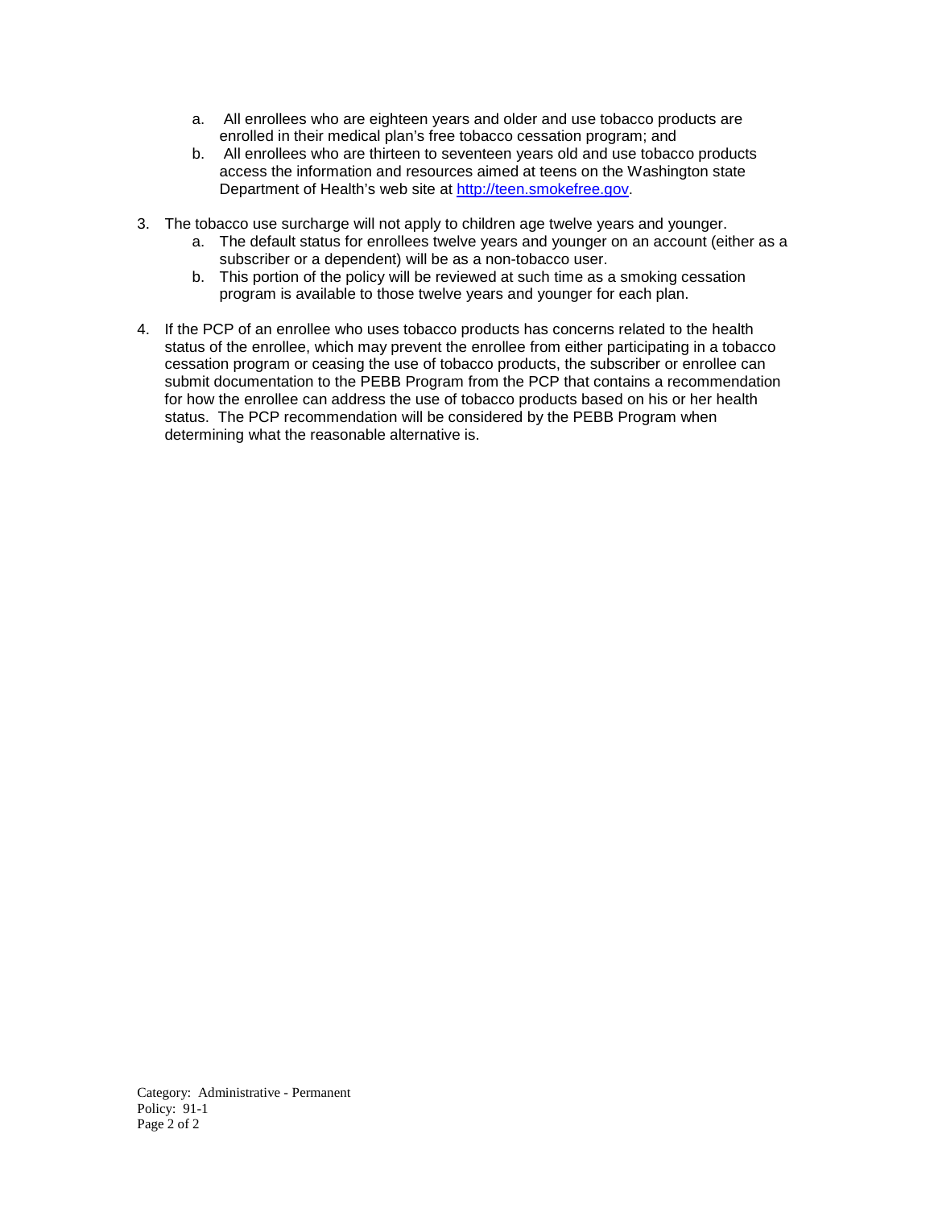a. All enrollees who are eighteen years and older and use tobacco products are enrolled in their medical plan's free tobacco cessation program; and
   b. All enrollees who are thirteen to seventeen years old and use tobacco products access the information and resources aimed at teens on the Washington state Department of Health's web site at http://teen.smokefree.gov.

3. The tobacco use surcharge will not apply to children age twelve years and younger.
   a. The default status for enrollees twelve years and younger on an account (either as a subscriber or a dependent) will be as a non-tobacco user.
   b. This portion of the policy will be reviewed at such time as a smoking cessation program is available to those twelve years and younger for each plan.

4. If the PCP of an enrollee who uses tobacco products has concerns related to the health status of the enrollee, which may prevent the enrollee from either participating in a tobacco cessation program or ceasing the use of tobacco products, the subscriber or enrollee can submit documentation to the PEBB Program from the PCP that contains a recommendation for how the enrollee can address the use of tobacco products based on his or her health status. The PCP recommendation will be considered by the PEBB Program when determining what the reasonable alternative is.

Category: Administrative - Permanent
Policy: 91-1